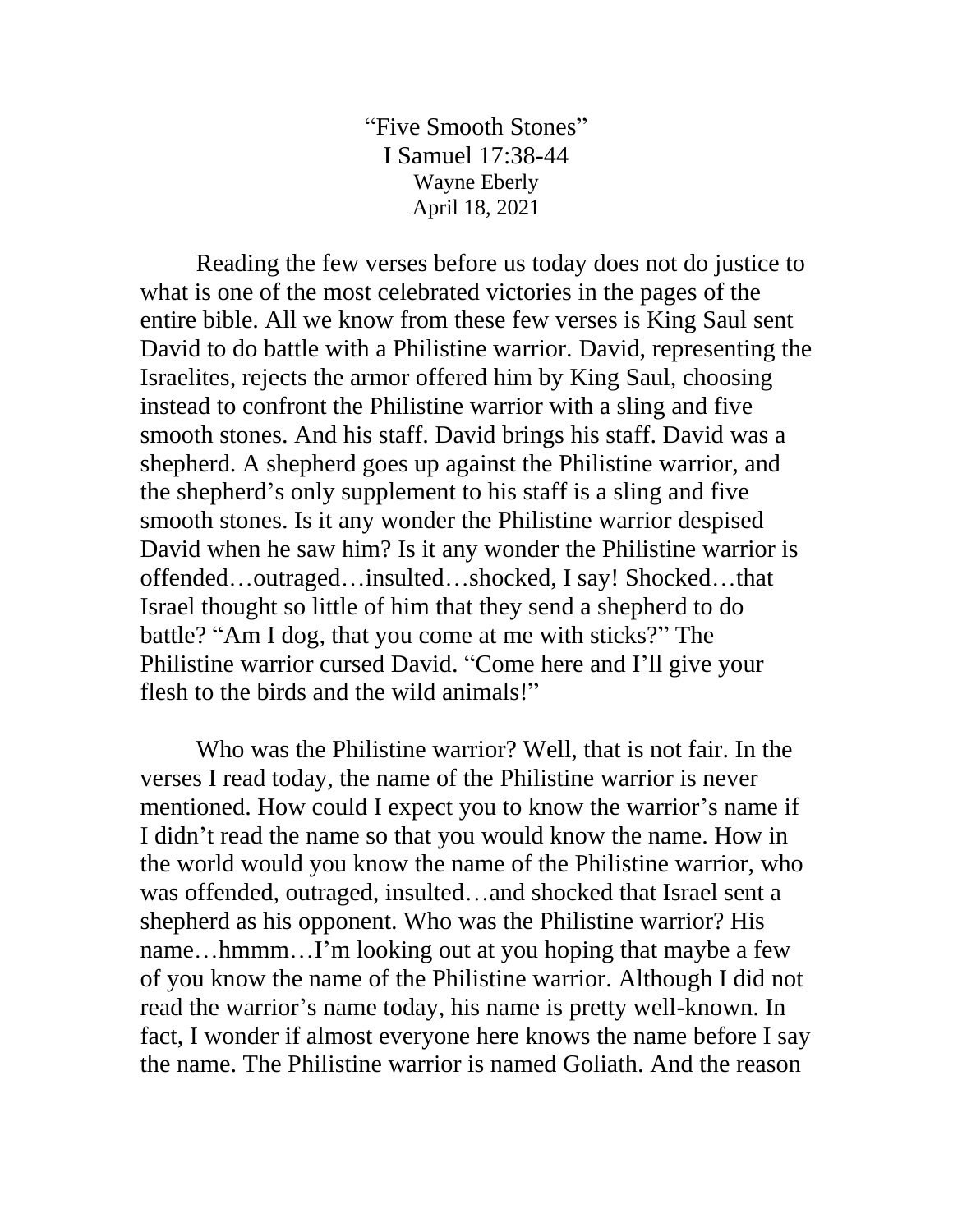"Five Smooth Stones"
I Samuel 17:38-44
Wayne Eberly
April 18, 2021

Reading the few verses before us today does not do justice to what is one of the most celebrated victories in the pages of the entire bible. All we know from these few verses is King Saul sent David to do battle with a Philistine warrior. David, representing the Israelites, rejects the armor offered him by King Saul, choosing instead to confront the Philistine warrior with a sling and five smooth stones. And his staff. David brings his staff. David was a shepherd. A shepherd goes up against the Philistine warrior, and the shepherd's only supplement to his staff is a sling and five smooth stones. Is it any wonder the Philistine warrior despised David when he saw him? Is it any wonder the Philistine warrior is offended…outraged…insulted…shocked, I say! Shocked…that Israel thought so little of him that they send a shepherd to do battle? "Am I dog, that you come at me with sticks?" The Philistine warrior cursed David. "Come here and I'll give your flesh to the birds and the wild animals!"

Who was the Philistine warrior? Well, that is not fair. In the verses I read today, the name of the Philistine warrior is never mentioned. How could I expect you to know the warrior's name if I didn't read the name so that you would know the name. How in the world would you know the name of the Philistine warrior, who was offended, outraged, insulted…and shocked that Israel sent a shepherd as his opponent. Who was the Philistine warrior? His name…hmmm…I'm looking out at you hoping that maybe a few of you know the name of the Philistine warrior. Although I did not read the warrior's name today, his name is pretty well-known. In fact, I wonder if almost everyone here knows the name before I say the name. The Philistine warrior is named Goliath. And the reason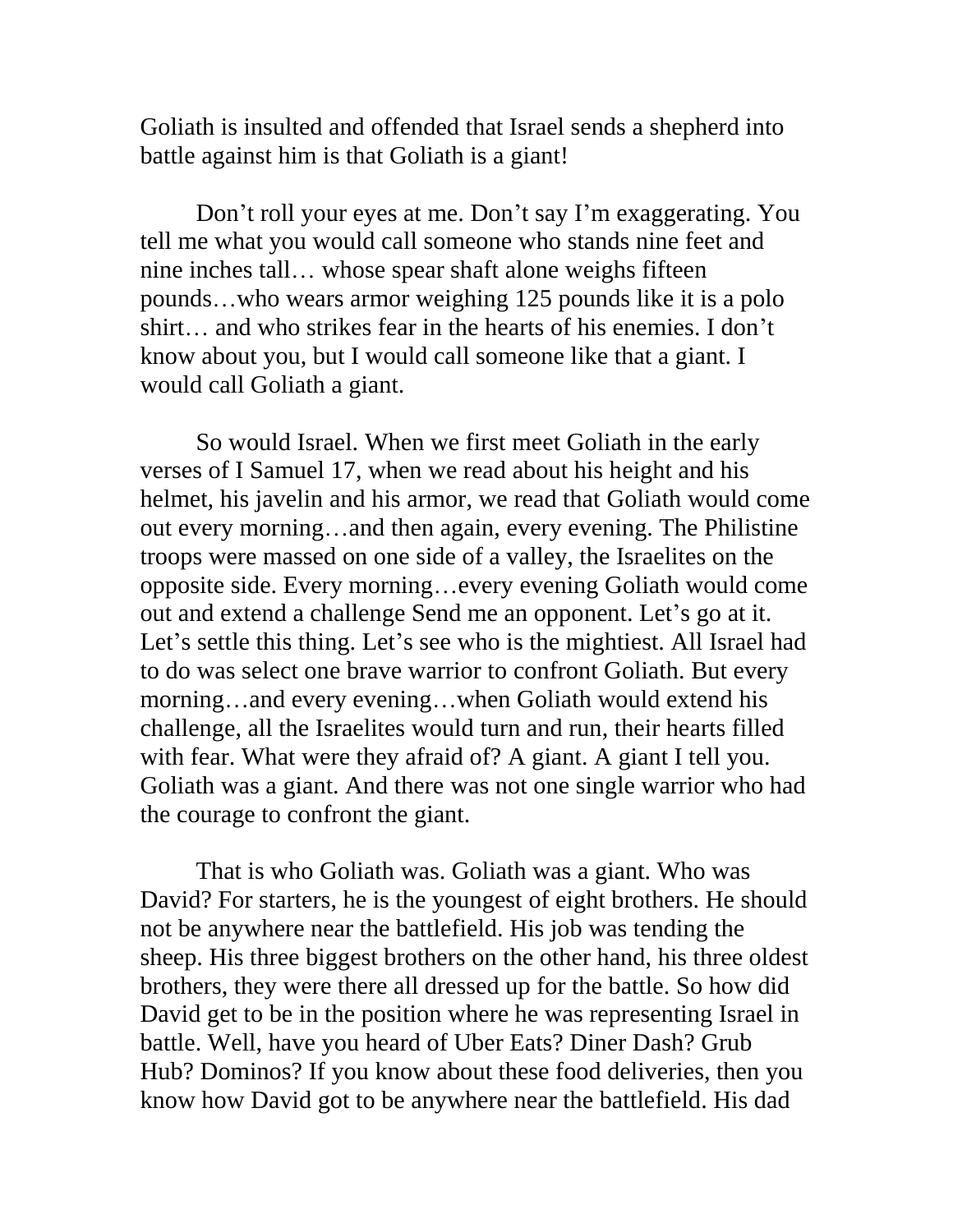Goliath is insulted and offended that Israel sends a shepherd into battle against him is that Goliath is a giant!

Don't roll your eyes at me. Don't say I'm exaggerating. You tell me what you would call someone who stands nine feet and nine inches tall… whose spear shaft alone weighs fifteen pounds…who wears armor weighing 125 pounds like it is a polo shirt… and who strikes fear in the hearts of his enemies. I don't know about you, but I would call someone like that a giant. I would call Goliath a giant.

So would Israel. When we first meet Goliath in the early verses of I Samuel 17, when we read about his height and his helmet, his javelin and his armor, we read that Goliath would come out every morning…and then again, every evening. The Philistine troops were massed on one side of a valley, the Israelites on the opposite side. Every morning…every evening Goliath would come out and extend a challenge Send me an opponent. Let's go at it. Let's settle this thing. Let's see who is the mightiest. All Israel had to do was select one brave warrior to confront Goliath. But every morning…and every evening…when Goliath would extend his challenge, all the Israelites would turn and run, their hearts filled with fear. What were they afraid of? A giant. A giant I tell you. Goliath was a giant. And there was not one single warrior who had the courage to confront the giant.

That is who Goliath was. Goliath was a giant. Who was David? For starters, he is the youngest of eight brothers. He should not be anywhere near the battlefield. His job was tending the sheep. His three biggest brothers on the other hand, his three oldest brothers, they were there all dressed up for the battle. So how did David get to be in the position where he was representing Israel in battle. Well, have you heard of Uber Eats? Diner Dash? Grub Hub? Dominos? If you know about these food deliveries, then you know how David got to be anywhere near the battlefield. His dad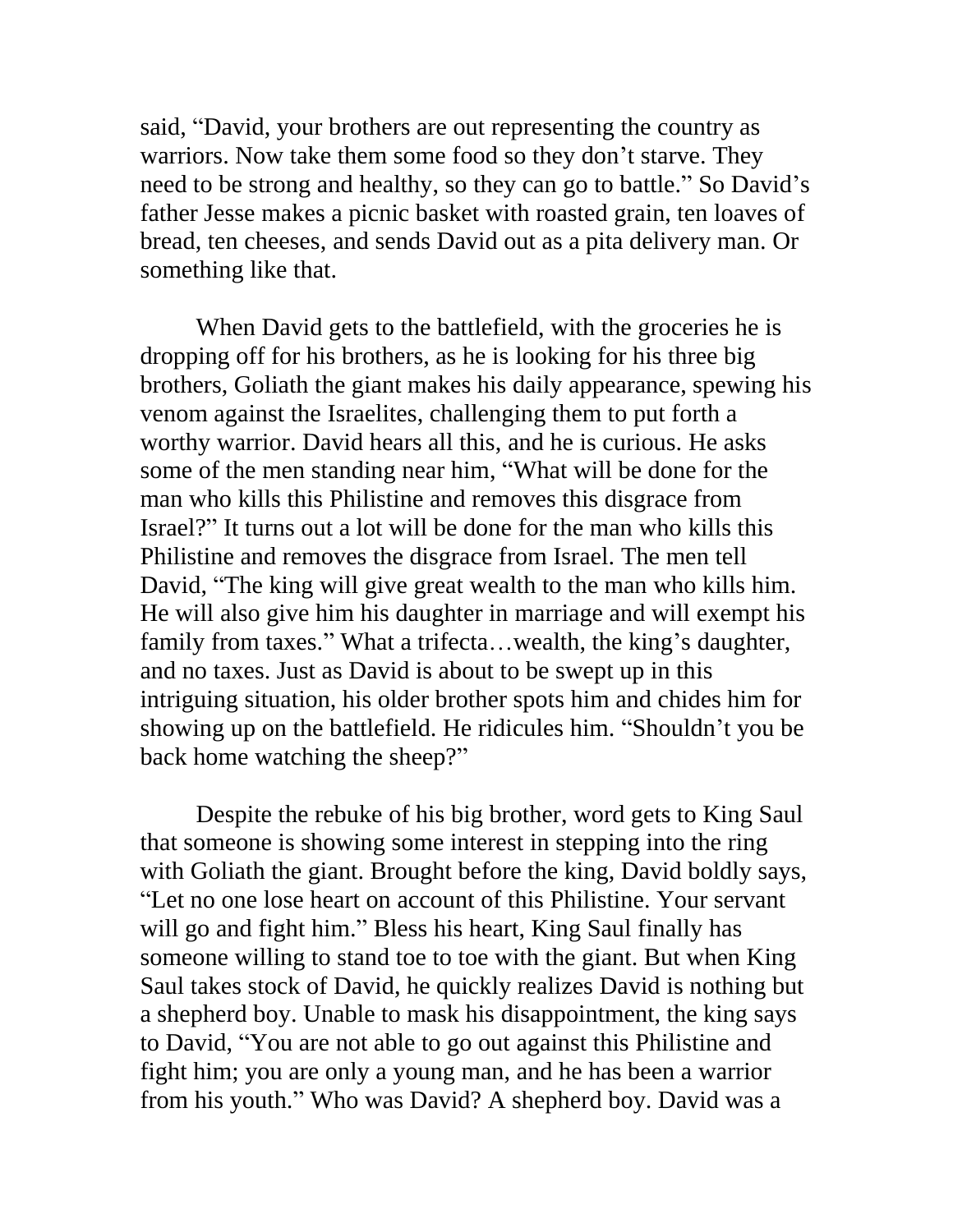said, "David, your brothers are out representing the country as warriors. Now take them some food so they don't starve. They need to be strong and healthy, so they can go to battle." So David's father Jesse makes a picnic basket with roasted grain, ten loaves of bread, ten cheeses, and sends David out as a pita delivery man. Or something like that.

When David gets to the battlefield, with the groceries he is dropping off for his brothers, as he is looking for his three big brothers, Goliath the giant makes his daily appearance, spewing his venom against the Israelites, challenging them to put forth a worthy warrior. David hears all this, and he is curious. He asks some of the men standing near him, "What will be done for the man who kills this Philistine and removes this disgrace from Israel?" It turns out a lot will be done for the man who kills this Philistine and removes the disgrace from Israel. The men tell David, "The king will give great wealth to the man who kills him. He will also give him his daughter in marriage and will exempt his family from taxes." What a trifecta…wealth, the king's daughter, and no taxes. Just as David is about to be swept up in this intriguing situation, his older brother spots him and chides him for showing up on the battlefield. He ridicules him. "Shouldn't you be back home watching the sheep?"

Despite the rebuke of his big brother, word gets to King Saul that someone is showing some interest in stepping into the ring with Goliath the giant. Brought before the king, David boldly says, "Let no one lose heart on account of this Philistine. Your servant will go and fight him." Bless his heart, King Saul finally has someone willing to stand toe to toe with the giant. But when King Saul takes stock of David, he quickly realizes David is nothing but a shepherd boy. Unable to mask his disappointment, the king says to David, "You are not able to go out against this Philistine and fight him; you are only a young man, and he has been a warrior from his youth." Who was David? A shepherd boy. David was a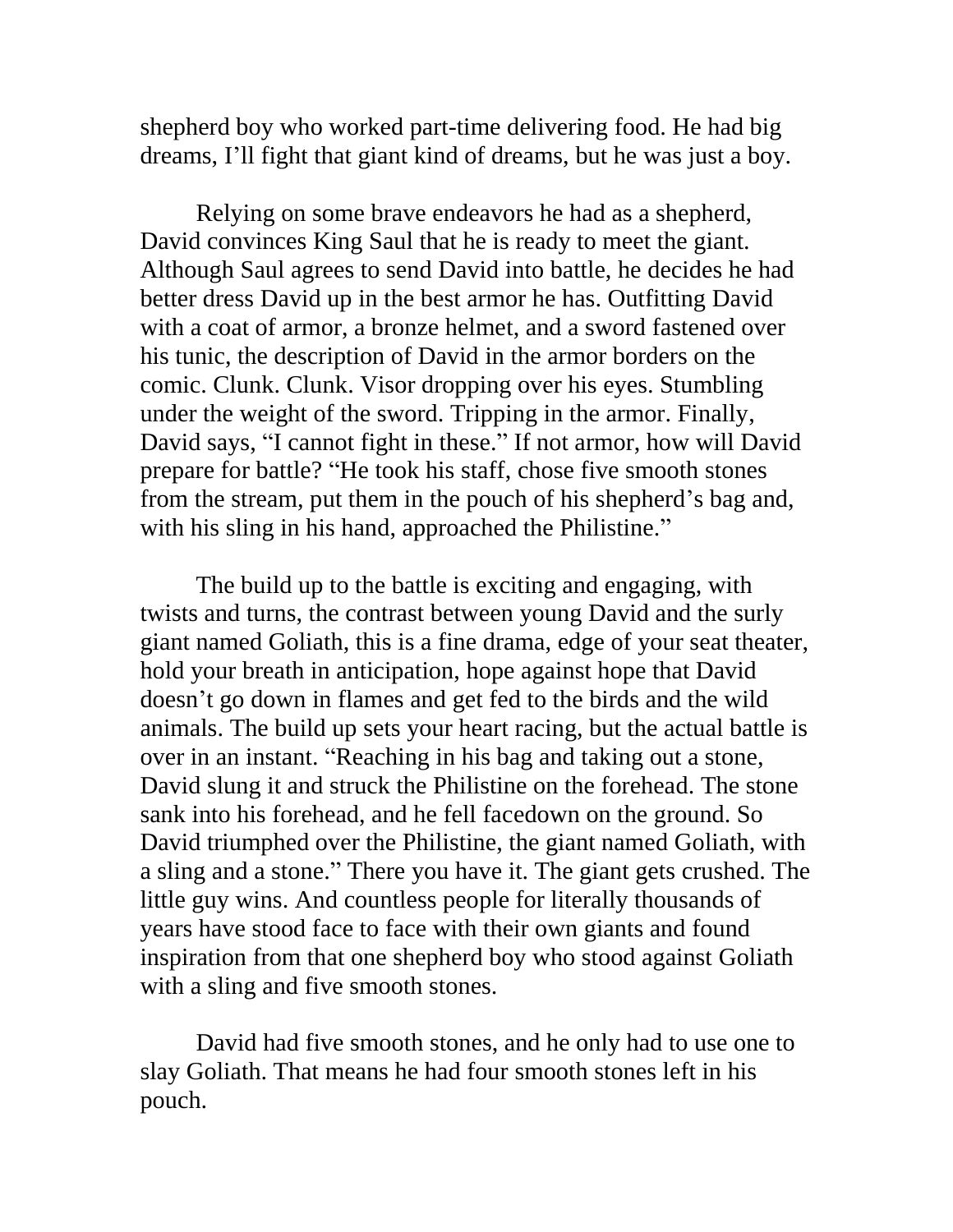shepherd boy who worked part-time delivering food. He had big dreams, I'll fight that giant kind of dreams, but he was just a boy.

Relying on some brave endeavors he had as a shepherd, David convinces King Saul that he is ready to meet the giant. Although Saul agrees to send David into battle, he decides he had better dress David up in the best armor he has. Outfitting David with a coat of armor, a bronze helmet, and a sword fastened over his tunic, the description of David in the armor borders on the comic. Clunk. Clunk. Visor dropping over his eyes. Stumbling under the weight of the sword. Tripping in the armor. Finally, David says, "I cannot fight in these." If not armor, how will David prepare for battle? "He took his staff, chose five smooth stones from the stream, put them in the pouch of his shepherd's bag and, with his sling in his hand, approached the Philistine."

The build up to the battle is exciting and engaging, with twists and turns, the contrast between young David and the surly giant named Goliath, this is a fine drama, edge of your seat theater, hold your breath in anticipation, hope against hope that David doesn't go down in flames and get fed to the birds and the wild animals. The build up sets your heart racing, but the actual battle is over in an instant. "Reaching in his bag and taking out a stone, David slung it and struck the Philistine on the forehead. The stone sank into his forehead, and he fell facedown on the ground. So David triumphed over the Philistine, the giant named Goliath, with a sling and a stone." There you have it. The giant gets crushed. The little guy wins. And countless people for literally thousands of years have stood face to face with their own giants and found inspiration from that one shepherd boy who stood against Goliath with a sling and five smooth stones.

David had five smooth stones, and he only had to use one to slay Goliath. That means he had four smooth stones left in his pouch.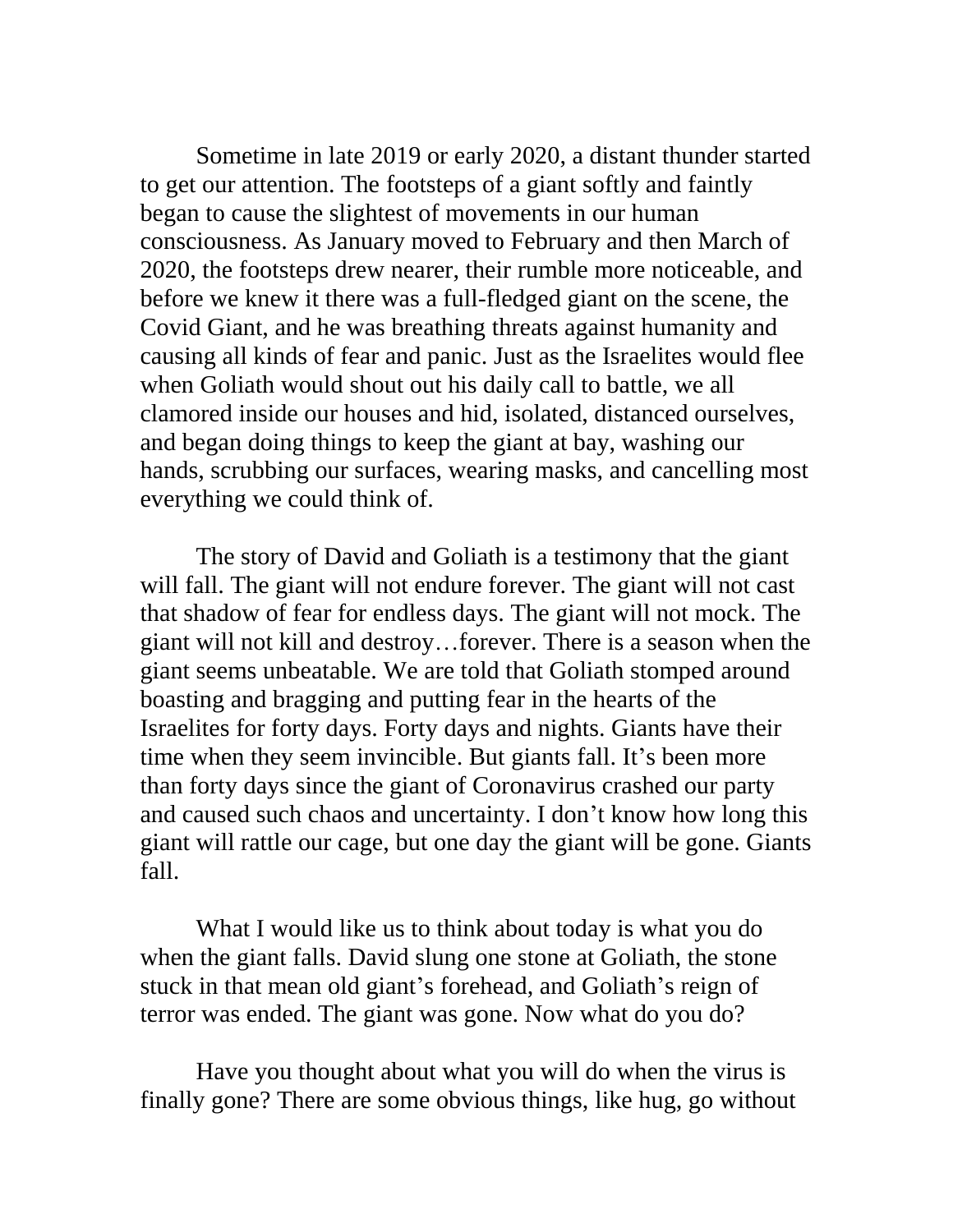Sometime in late 2019 or early 2020, a distant thunder started to get our attention. The footsteps of a giant softly and faintly began to cause the slightest of movements in our human consciousness. As January moved to February and then March of 2020, the footsteps drew nearer, their rumble more noticeable, and before we knew it there was a full-fledged giant on the scene, the Covid Giant, and he was breathing threats against humanity and causing all kinds of fear and panic. Just as the Israelites would flee when Goliath would shout out his daily call to battle, we all clamored inside our houses and hid, isolated, distanced ourselves, and began doing things to keep the giant at bay, washing our hands, scrubbing our surfaces, wearing masks, and cancelling most everything we could think of.

The story of David and Goliath is a testimony that the giant will fall. The giant will not endure forever. The giant will not cast that shadow of fear for endless days. The giant will not mock. The giant will not kill and destroy…forever. There is a season when the giant seems unbeatable. We are told that Goliath stomped around boasting and bragging and putting fear in the hearts of the Israelites for forty days. Forty days and nights. Giants have their time when they seem invincible. But giants fall. It's been more than forty days since the giant of Coronavirus crashed our party and caused such chaos and uncertainty. I don't know how long this giant will rattle our cage, but one day the giant will be gone. Giants fall.

What I would like us to think about today is what you do when the giant falls. David slung one stone at Goliath, the stone stuck in that mean old giant's forehead, and Goliath's reign of terror was ended. The giant was gone. Now what do you do?

Have you thought about what you will do when the virus is finally gone? There are some obvious things, like hug, go without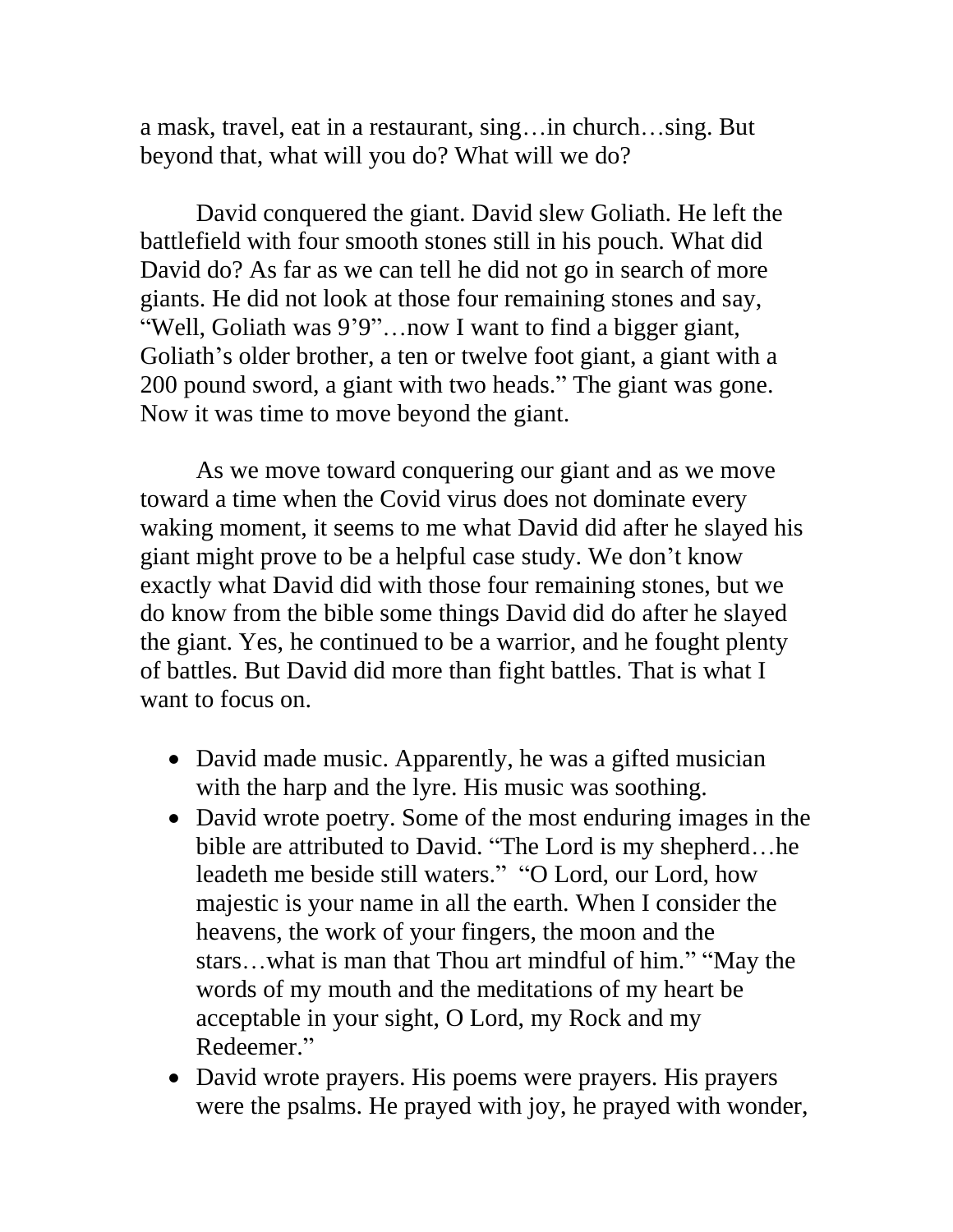a mask, travel, eat in a restaurant, sing…in church…sing. But beyond that, what will you do? What will we do?

David conquered the giant. David slew Goliath. He left the battlefield with four smooth stones still in his pouch. What did David do? As far as we can tell he did not go in search of more giants. He did not look at those four remaining stones and say, "Well, Goliath was 9'9"…now I want to find a bigger giant, Goliath's older brother, a ten or twelve foot giant, a giant with a 200 pound sword, a giant with two heads." The giant was gone. Now it was time to move beyond the giant.

As we move toward conquering our giant and as we move toward a time when the Covid virus does not dominate every waking moment, it seems to me what David did after he slayed his giant might prove to be a helpful case study. We don't know exactly what David did with those four remaining stones, but we do know from the bible some things David did do after he slayed the giant. Yes, he continued to be a warrior, and he fought plenty of battles. But David did more than fight battles. That is what I want to focus on.

- David made music. Apparently, he was a gifted musician with the harp and the lyre. His music was soothing.
- David wrote poetry. Some of the most enduring images in the bible are attributed to David. "The Lord is my shepherd…he leadeth me beside still waters." "O Lord, our Lord, how majestic is your name in all the earth. When I consider the heavens, the work of your fingers, the moon and the stars…what is man that Thou art mindful of him." "May the words of my mouth and the meditations of my heart be acceptable in your sight, O Lord, my Rock and my Redeemer."
- David wrote prayers. His poems were prayers. His prayers were the psalms. He prayed with joy, he prayed with wonder,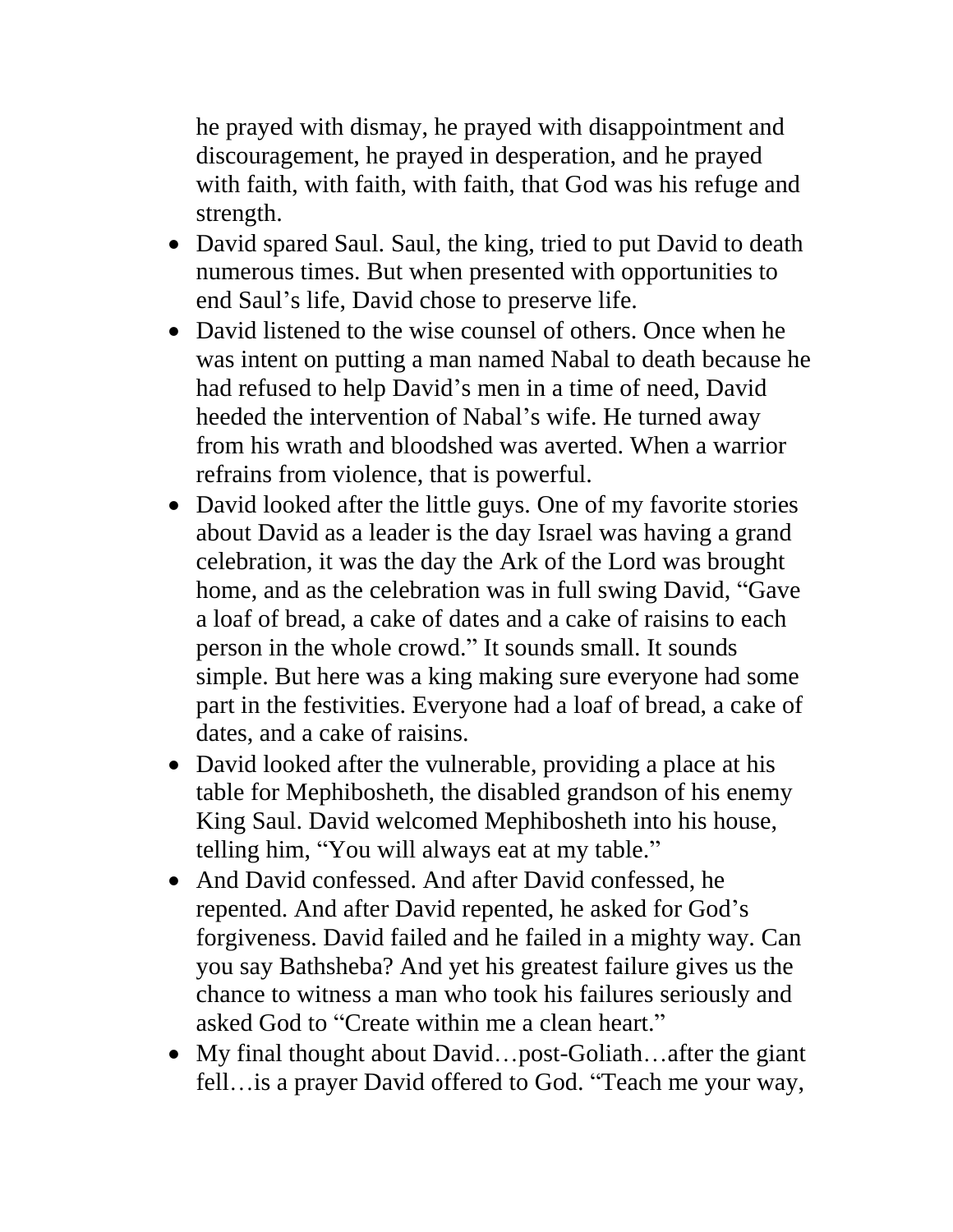he prayed with dismay, he prayed with disappointment and discouragement, he prayed in desperation, and he prayed with faith, with faith, with faith, that God was his refuge and strength.

- David spared Saul. Saul, the king, tried to put David to death numerous times. But when presented with opportunities to end Saul's life, David chose to preserve life.
- David listened to the wise counsel of others. Once when he was intent on putting a man named Nabal to death because he had refused to help David's men in a time of need, David heeded the intervention of Nabal's wife. He turned away from his wrath and bloodshed was averted. When a warrior refrains from violence, that is powerful.
- David looked after the little guys. One of my favorite stories about David as a leader is the day Israel was having a grand celebration, it was the day the Ark of the Lord was brought home, and as the celebration was in full swing David, "Gave a loaf of bread, a cake of dates and a cake of raisins to each person in the whole crowd." It sounds small. It sounds simple. But here was a king making sure everyone had some part in the festivities. Everyone had a loaf of bread, a cake of dates, and a cake of raisins.
- David looked after the vulnerable, providing a place at his table for Mephibosheth, the disabled grandson of his enemy King Saul. David welcomed Mephibosheth into his house, telling him, "You will always eat at my table."
- And David confessed. And after David confessed, he repented. And after David repented, he asked for God's forgiveness. David failed and he failed in a mighty way. Can you say Bathsheba? And yet his greatest failure gives us the chance to witness a man who took his failures seriously and asked God to "Create within me a clean heart."
- My final thought about David…post-Goliath…after the giant fell…is a prayer David offered to God. "Teach me your way,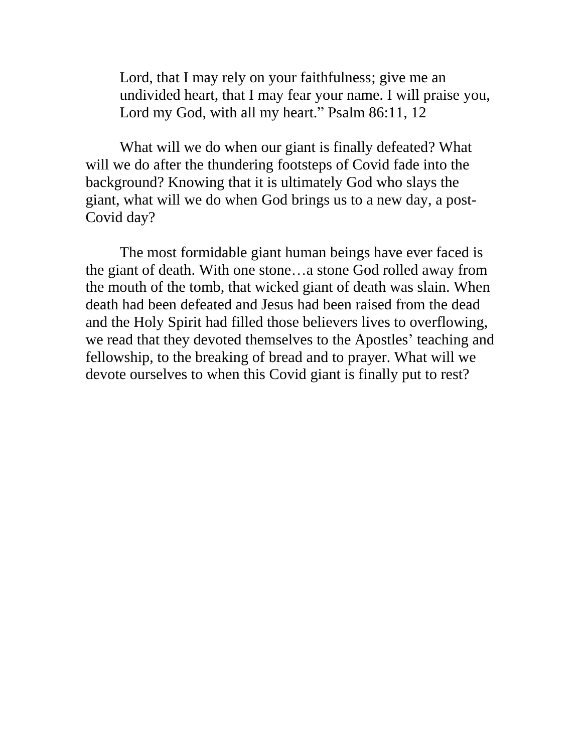> Lord, that I may rely on your faithfulness; give me an undivided heart, that I may fear your name. I will praise you, Lord my God, with all my heart." Psalm 86:11, 12

What will we do when our giant is finally defeated? What will we do after the thundering footsteps of Covid fade into the background? Knowing that it is ultimately God who slays the giant, what will we do when God brings us to a new day, a post-Covid day?

The most formidable giant human beings have ever faced is the giant of death. With one stone…a stone God rolled away from the mouth of the tomb, that wicked giant of death was slain. When death had been defeated and Jesus had been raised from the dead and the Holy Spirit had filled those believers lives to overflowing, we read that they devoted themselves to the Apostles' teaching and fellowship, to the breaking of bread and to prayer. What will we devote ourselves to when this Covid giant is finally put to rest?